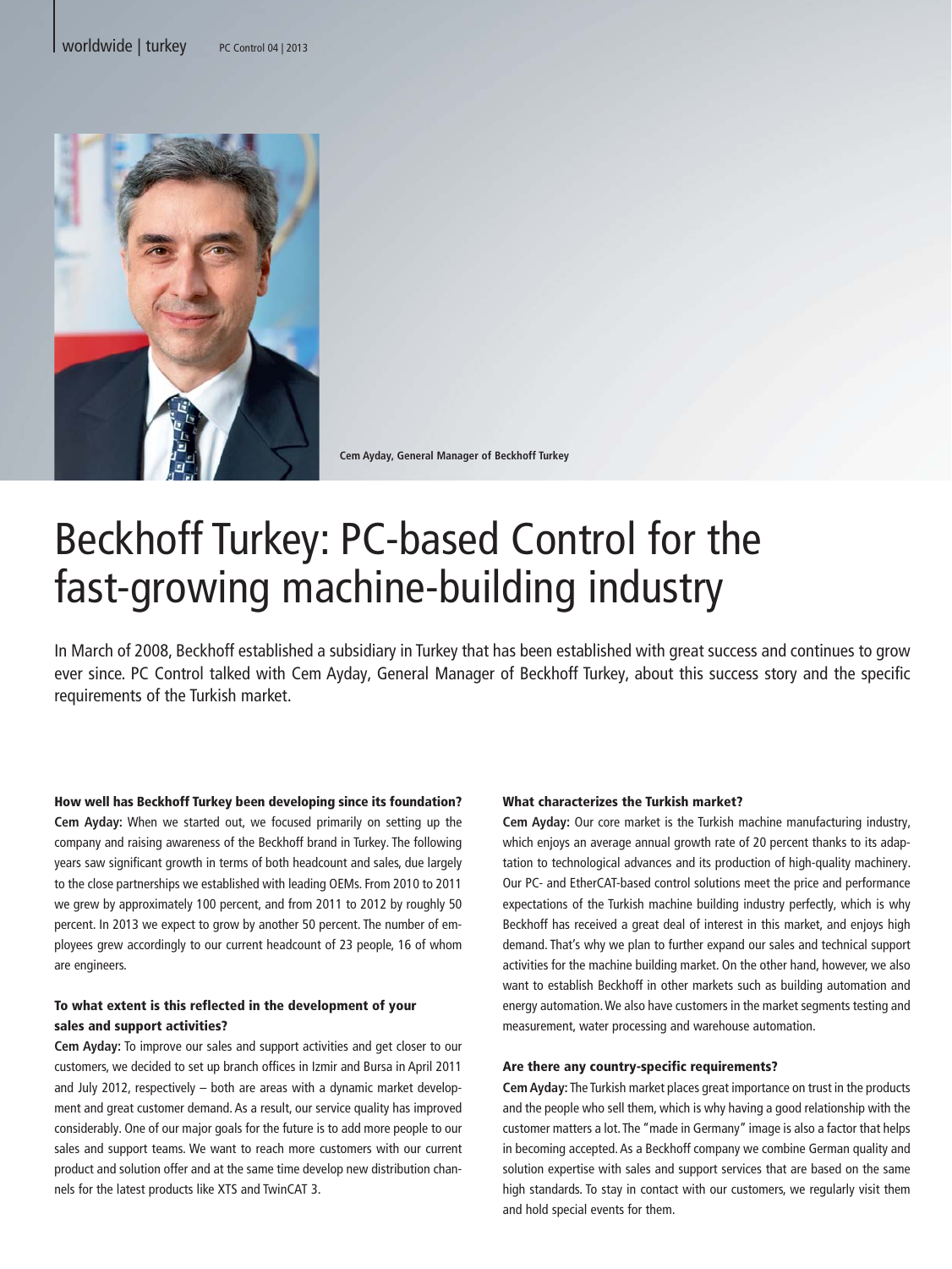Cem Ayday, General Manager of Beckhoff Turkey

# Beckhoff Turkey: PC-based Control for the fast-growing machine-building industry

In March of 2008, Beckhoff established a subsidiary in Turkey that has been established with great success and continues to grow ever since. PC Control talked with Cem Ayday, General Manager of Beckhoff Turkey, about this success story and the specific requirements of the Turkish market.

#### How well has Beckhoff Turkey been developing since its foundation?

**Cem Ayday:** When we started out, we focused primarily on setting up the company and raising awareness of the Beckhoff brand in Turkey. The following years saw significant growth in terms of both headcount and sales, due largely to the close partnerships we established with leading OEMs. From 2010 to 2011 we grew by approximately 100 percent, and from 2011 to 2012 by roughly 50 percent. In 2013 we expect to grow by another 50 percent. The number of employees grew accordingly to our current headcount of 23 people, 16 of whom are engineers.

#### To what extent is this reflected in the development of your sales and support activities?

**Cem Ayday:** To improve our sales and support activities and get closer to our customers, we decided to set up branch offices in Izmir and Bursa in April 2011 and July 2012, respectively – both are areas with a dynamic market development and great customer demand. As a result, our service quality has improved considerably. One of our major goals for the future is to add more people to our sales and support teams. We want to reach more customers with our current product and solution offer and at the same time develop new distribution channels for the latest products like XTS and TwinCAT 3.

#### What characterizes the Turkish market?

**Cem Ayday:** Our core market is the Turkish machine manufacturing industry, which enjoys an average annual growth rate of 20 percent thanks to its adaptation to technological advances and its production of high-quality machinery. Our PC- and EtherCAT-based control solutions meet the price and performance expectations of the Turkish machine building industry perfectly, which is why Beckhoff has received a great deal of interest in this market, and enjoys high demand. That's why we plan to further expand our sales and technical support activities for the machine building market. On the other hand, however, we also want to establish Beckhoff in other markets such as building automation and energy automation. We also have customers in the market segments testing and measurement, water processing and warehouse automation.

#### Are there any country-specific requirements?

**Cem Ayday:** The Turkish market places great importance on trust in the products and the people who sell them, which is why having a good relationship with the customer matters a lot. The "made in Germany" image is also a factor that helps in becoming accepted. As a Beckhoff company we combine German quality and solution expertise with sales and support services that are based on the same high standards. To stay in contact with our customers, we regularly visit them and hold special events for them.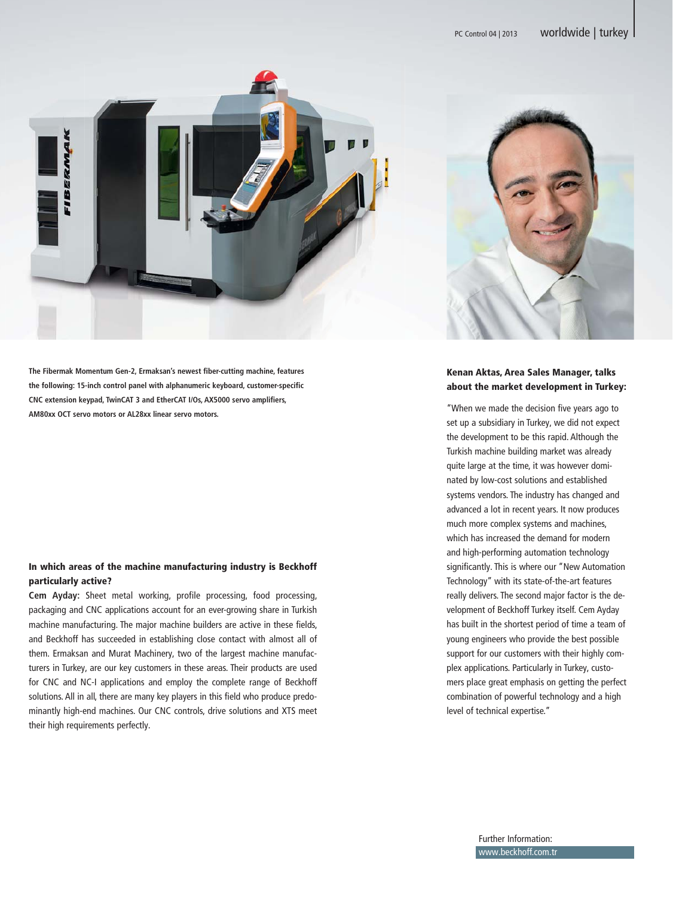The Fibermak Momentum Gen-2, Ermaksan's newest fiber-cutting machine, features the following: 15-inch control panel with alphanumeric keyboard, customer-specific CNC extension keypad, TwinCAT 3 and EtherCAT I/Os, AX5000 servo amplifiers, AM80xx OCT servo motors or AL28xx linear servo motors.

**In which areas of the machine manufacturing industry is Beckhoff particularly active?**

**Cem Ayday:** Sheet metal working, profile processing, food processing, packaging and CNC applications account for an ever-growing share in Turkish machine manufacturing. The major machine builders are active in these fields, and Beckhoff has succeeded in establishing close contact with almost all of them. Ermaksan and Murat Machinery, two of the largest machine manufacturers in Turkey, are our key customers in these areas. Their products are used for CNC and NC-I applications and employ the complete range of Beckhoff solutions. All in all, there are many key players in this field who produce predominantly high-end machines. Our CNC controls, drive solutions and XTS meet their high requirements perfectly.

**Kenan Aktas, Area Sales Manager, talks about the market development in Turkey:**

"When we made the decision five years ago to set up a subsidiary in Turkey, we did not expect the development to be this rapid. Although the Turkish machine building market was already quite large at the time, it was however dominated by low-cost solutions and established systems vendors. The industry has changed and advanced a lot in recent years. It now produces much more complex systems and machines, which has increased the demand for modern and high-performing automation technology significantly. This is where our "New Automation Technology" with its state-of-the-art features really delivers. The second major factor is the development of Beckhoff Turkey itself. Cem Ayday has built in the shortest period of time a team of young engineers who provide the best possible support for our customers with their highly complex applications. Particularly in Turkey, customers place great emphasis on getting the perfect combination of powerful technology and a high level of technical expertise."

Further Information:
www.beckhoff.com.tr